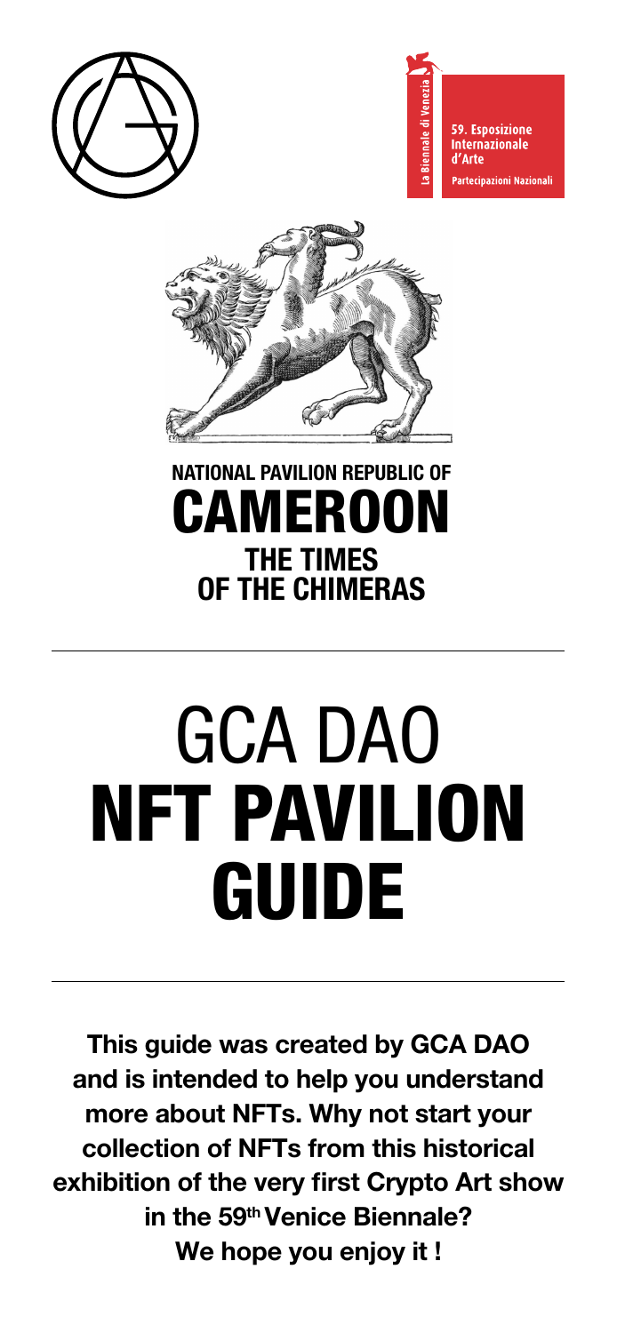La Biennale di Venezia

59. Esposizione Internazionale d'Arte

Partecipazioni Nazionali

## NATIONAL PAVILION REPUBLIC OF
# CAMEROON
## THE TIMES OF THE CHIMERAS

# GCA DAO
# NFT PAVILION GUIDE

**This guide was created by GCA DAO and is intended to help you understand more about NFTs. Why not start your collection of NFTs from this historical exhibition of the very first Crypto Art show in the 59th Venice Biennale? We hope you enjoy it !**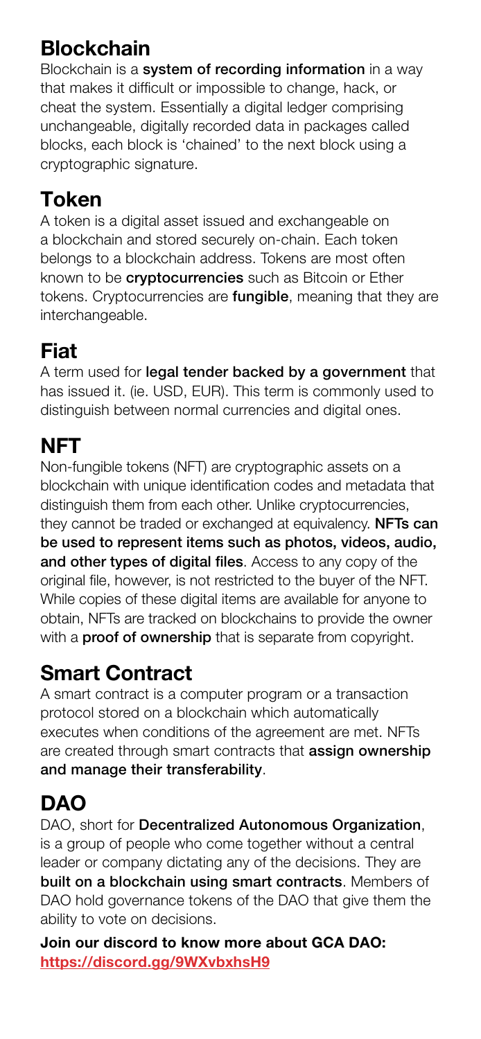## Blockchain

Blockchain is a **system of recording information** in a way that makes it difficult or impossible to change, hack, or cheat the system. Essentially a digital ledger comprising unchangeable, digitally recorded data in packages called blocks, each block is 'chained' to the next block using a cryptographic signature.

## Token

A token is a digital asset issued and exchangeable on a blockchain and stored securely on-chain. Each token belongs to a blockchain address. Tokens are most often known to be **cryptocurrencies** such as Bitcoin or Ether tokens. Cryptocurrencies are **fungible**, meaning that they are interchangeable.

## Fiat

A term used for **legal tender backed by a government** that has issued it. (ie. USD, EUR). This term is commonly used to distinguish between normal currencies and digital ones.

## NFT

Non-fungible tokens (NFT) are cryptographic assets on a blockchain with unique identification codes and metadata that distinguish them from each other. Unlike cryptocurrencies, they cannot be traded or exchanged at equivalency. **NFTs can be used to represent items such as photos, videos, audio, and other types of digital files**. Access to any copy of the original file, however, is not restricted to the buyer of the NFT. While copies of these digital items are available for anyone to obtain, NFTs are tracked on blockchains to provide the owner with a **proof of ownership** that is separate from copyright.

## Smart Contract

A smart contract is a computer program or a transaction protocol stored on a blockchain which automatically executes when conditions of the agreement are met. NFTs are created through smart contracts that **assign ownership and manage their transferability**.

## DAO

DAO, short for **Decentralized Autonomous Organization**, is a group of people who come together without a central leader or company dictating any of the decisions. They are **built on a blockchain using smart contracts**. Members of DAO hold governance tokens of the DAO that give them the ability to vote on decisions.

**Join our discord to know more about GCA DAO:**
**https://discord.gg/9WXvbxhsH9**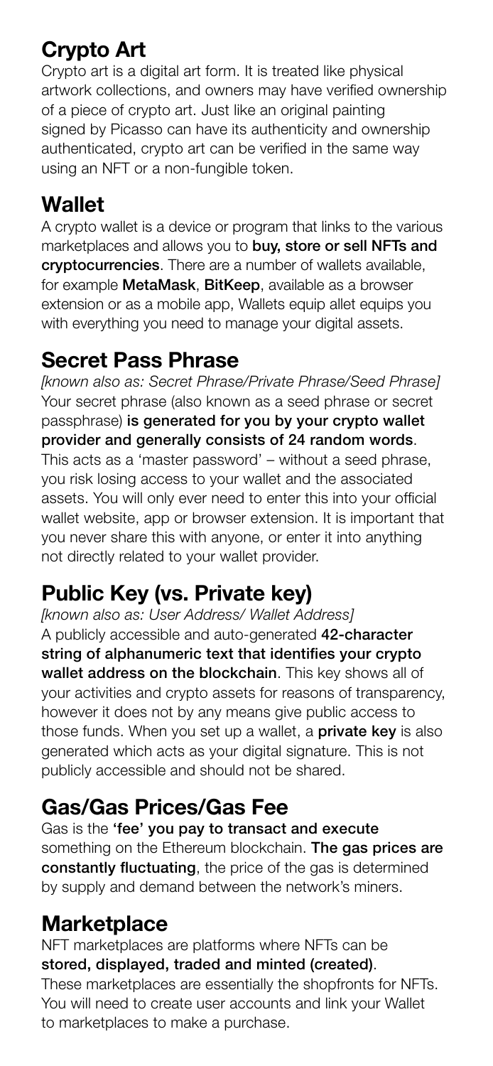## Crypto Art

Crypto art is a digital art form. It is treated like physical artwork collections, and owners may have verified ownership of a piece of crypto art. Just like an original painting signed by Picasso can have its authenticity and ownership authenticated, crypto art can be verified in the same way using an NFT or a non-fungible token.

## Wallet

A crypto wallet is a device or program that links to the various marketplaces and allows you to **buy, store or sell NFTs and cryptocurrencies**. There are a number of wallets available, for example **MetaMask**, **BitKeep**, available as a browser extension or as a mobile app, Wallets equip allet equips you with everything you need to manage your digital assets.

## Secret Pass Phrase

*[known also as: Secret Phrase/Private Phrase/Seed Phrase]*
Your secret phrase (also known as a seed phrase or secret passphrase) **is generated for you by your crypto wallet provider and generally consists of 24 random words**. This acts as a 'master password' – without a seed phrase, you risk losing access to your wallet and the associated assets. You will only ever need to enter this into your official wallet website, app or browser extension. It is important that you never share this with anyone, or enter it into anything not directly related to your wallet provider.

## Public Key (vs. Private key)

*[known also as: User Address/ Wallet Address]*
A publicly accessible and auto-generated **42-character string of alphanumeric text that identifies your crypto wallet address on the blockchain**. This key shows all of your activities and crypto assets for reasons of transparency, however it does not by any means give public access to those funds. When you set up a wallet, a **private key** is also generated which acts as your digital signature. This is not publicly accessible and should not be shared.

## Gas/Gas Prices/Gas Fee

Gas is the **'fee' you pay to transact and execute** something on the Ethereum blockchain. **The gas prices are constantly fluctuating**, the price of the gas is determined by supply and demand between the network's miners.

## Marketplace

NFT marketplaces are platforms where NFTs can be **stored, displayed, traded and minted (created)**. These marketplaces are essentially the shopfronts for NFTs. You will need to create user accounts and link your Wallet to marketplaces to make a purchase.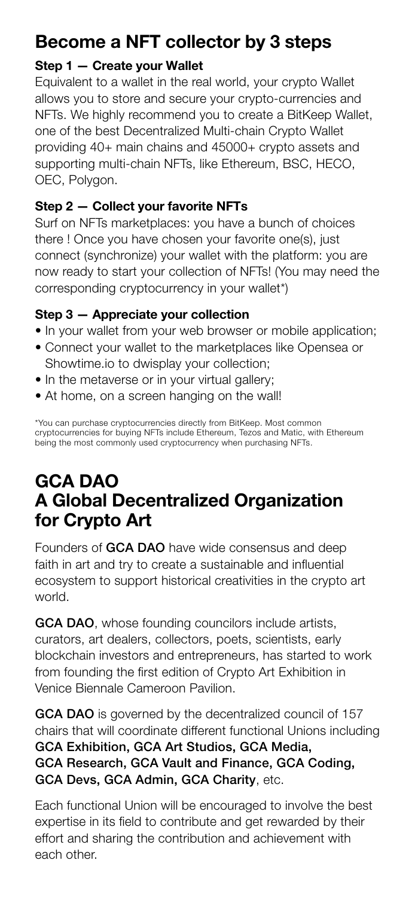## Become a NFT collector by 3 steps

### Step 1 — Create your Wallet

Equivalent to a wallet in the real world, your crypto Wallet allows you to store and secure your crypto-currencies and NFTs. We highly recommend you to create a BitKeep Wallet, one of the best Decentralized Multi-chain Crypto Wallet providing 40+ main chains and 45000+ crypto assets and supporting multi-chain NFTs, like Ethereum, BSC, HECO, OEC, Polygon.

### Step 2 — Collect your favorite NFTs

Surf on NFTs marketplaces: you have a bunch of choices there ! Once you have chosen your favorite one(s), just connect (synchronize) your wallet with the platform: you are now ready to start your collection of NFTs! (You may need the corresponding cryptocurrency in your wallet*)

### Step 3 — Appreciate your collection

- In your wallet from your web browser or mobile application;
- Connect your wallet to the marketplaces like Opensea or Showtime.io to dwisplay your collection;
- In the metaverse or in your virtual gallery;
- At home, on a screen hanging on the wall!

*You can purchase cryptocurrencies directly from BitKeep. Most common cryptocurrencies for buying NFTs include Ethereum, Tezos and Matic, with Ethereum being the most commonly used cryptocurrency when purchasing NFTs.

## GCA DAO
## A Global Decentralized Organization for Crypto Art

Founders of **GCA DAO** have wide consensus and deep faith in art and try to create a sustainable and influential ecosystem to support historical creativities in the crypto art world.

**GCA DAO**, whose founding councilors include artists, curators, art dealers, collectors, poets, scientists, early blockchain investors and entrepreneurs, has started to work from founding the first edition of Crypto Art Exhibition in Venice Biennale Cameroon Pavilion.

**GCA DAO** is governed by the decentralized council of 157 chairs that will coordinate different functional Unions including **GCA Exhibition, GCA Art Studios, GCA Media, GCA Research, GCA Vault and Finance, GCA Coding, GCA Devs, GCA Admin, GCA Charity**, etc.

Each functional Union will be encouraged to involve the best expertise in its field to contribute and get rewarded by their effort and sharing the contribution and achievement with each other.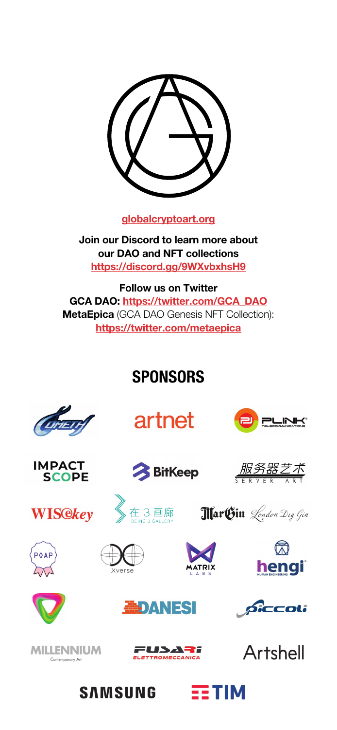globalcryptoart.org

**Join our Discord to learn more about our DAO and NFT collections**
https://discord.gg/9WXvbxhsH9

**Follow us on Twitter**
**GCA DAO:** https://twitter.com/GCA_DAO
**MetaEpica** (GCA DAO Genesis NFT Collection):
https://twitter.com/metaepica

## SPONSORS